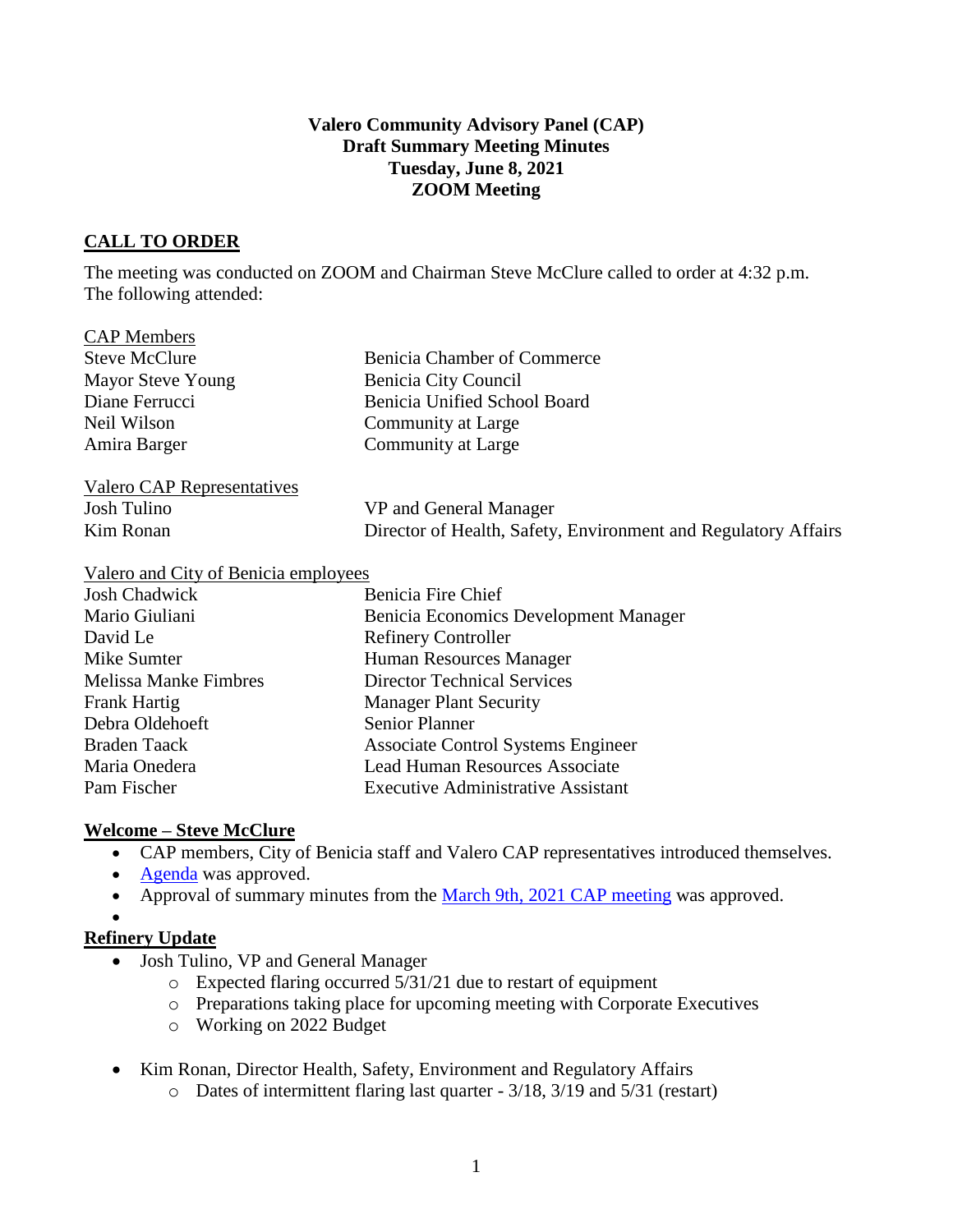**Valero Community Advisory Panel (CAP)**
**Draft Summary Meeting Minutes**
**Tuesday, June 8, 2021**
**ZOOM Meeting**

## CALL TO ORDER

The meeting was conducted on ZOOM and Chairman Steve McClure called to order at 4:32 p.m. The following attended:

| CAP Members | |
|---|---|
| Steve McClure | Benicia Chamber of Commerce |
| Mayor Steve Young | Benicia City Council |
| Diane Ferrucci | Benicia Unified School Board |
| Neil Wilson | Community at Large |
| Amira Barger | Community at Large |

| Valero CAP Representatives | |
|---|---|
| Josh Tulino | VP and General Manager |
| Kim Ronan | Director of Health, Safety, Environment and Regulatory Affairs |

| Valero and City of Benicia employees | |
|---|---|
| Josh Chadwick | Benicia Fire Chief |
| Mario Giuliani | Benicia Economics Development Manager |
| David Le | Refinery Controller |
| Mike Sumter | Human Resources Manager |
| Melissa Manke Fimbres | Director Technical Services |
| Frank Hartig | Manager Plant Security |
| Debra Oldehoeft | Senior Planner |
| Braden Taack | Associate Control Systems Engineer |
| Maria Onedera | Lead Human Resources Associate |
| Pam Fischer | Executive Administrative Assistant |

## Welcome – Steve McClure

- CAP members, City of Benicia staff and Valero CAP representatives introduced themselves.
- Agenda was approved.
- Approval of summary minutes from the March 9th, 2021 CAP meeting was approved.

## Refinery Update

- Josh Tulino, VP and General Manager
  - Expected flaring occurred 5/31/21 due to restart of equipment
  - Preparations taking place for upcoming meeting with Corporate Executives
  - Working on 2022 Budget

- Kim Ronan, Director Health, Safety, Environment and Regulatory Affairs
  - Dates of intermittent flaring last quarter - 3/18, 3/19 and 5/31 (restart)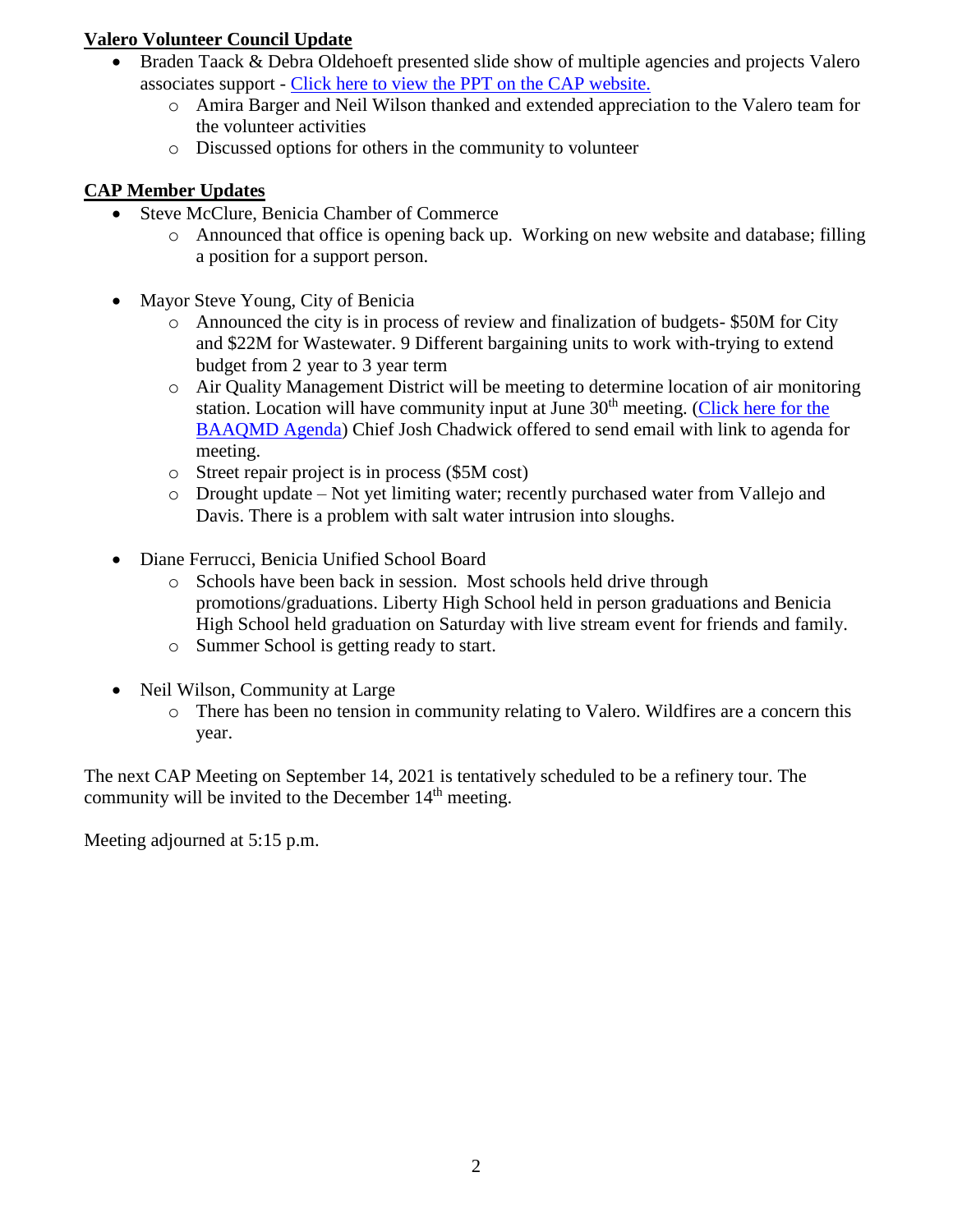**Valero Volunteer Council Update**

- Braden Taack & Debra Oldehoeft presented slide show of multiple agencies and projects Valero associates support - [Click here to view the PPT on the CAP website.]()
  - Amira Barger and Neil Wilson thanked and extended appreciation to the Valero team for the volunteer activities
  - Discussed options for others in the community to volunteer

**CAP Member Updates**

- Steve McClure, Benicia Chamber of Commerce
  - Announced that office is opening back up. Working on new website and database; filling a position for a support person.

- Mayor Steve Young, City of Benicia
  - Announced the city is in process of review and finalization of budgets- $50M for City and $22M for Wastewater. 9 Different bargaining units to work with-trying to extend budget from 2 year to 3 year term
  - Air Quality Management District will be meeting to determine location of air monitoring station. Location will have community input at June 30th meeting. ([Click here for the BAAQMD Agenda]()) Chief Josh Chadwick offered to send email with link to agenda for meeting.
  - Street repair project is in process ($5M cost)
  - Drought update – Not yet limiting water; recently purchased water from Vallejo and Davis. There is a problem with salt water intrusion into sloughs.

- Diane Ferrucci, Benicia Unified School Board
  - Schools have been back in session. Most schools held drive through promotions/graduations. Liberty High School held in person graduations and Benicia High School held graduation on Saturday with live stream event for friends and family.
  - Summer School is getting ready to start.

- Neil Wilson, Community at Large
  - There has been no tension in community relating to Valero. Wildfires are a concern this year.

The next CAP Meeting on September 14, 2021 is tentatively scheduled to be a refinery tour. The community will be invited to the December 14th meeting.

Meeting adjourned at 5:15 p.m.